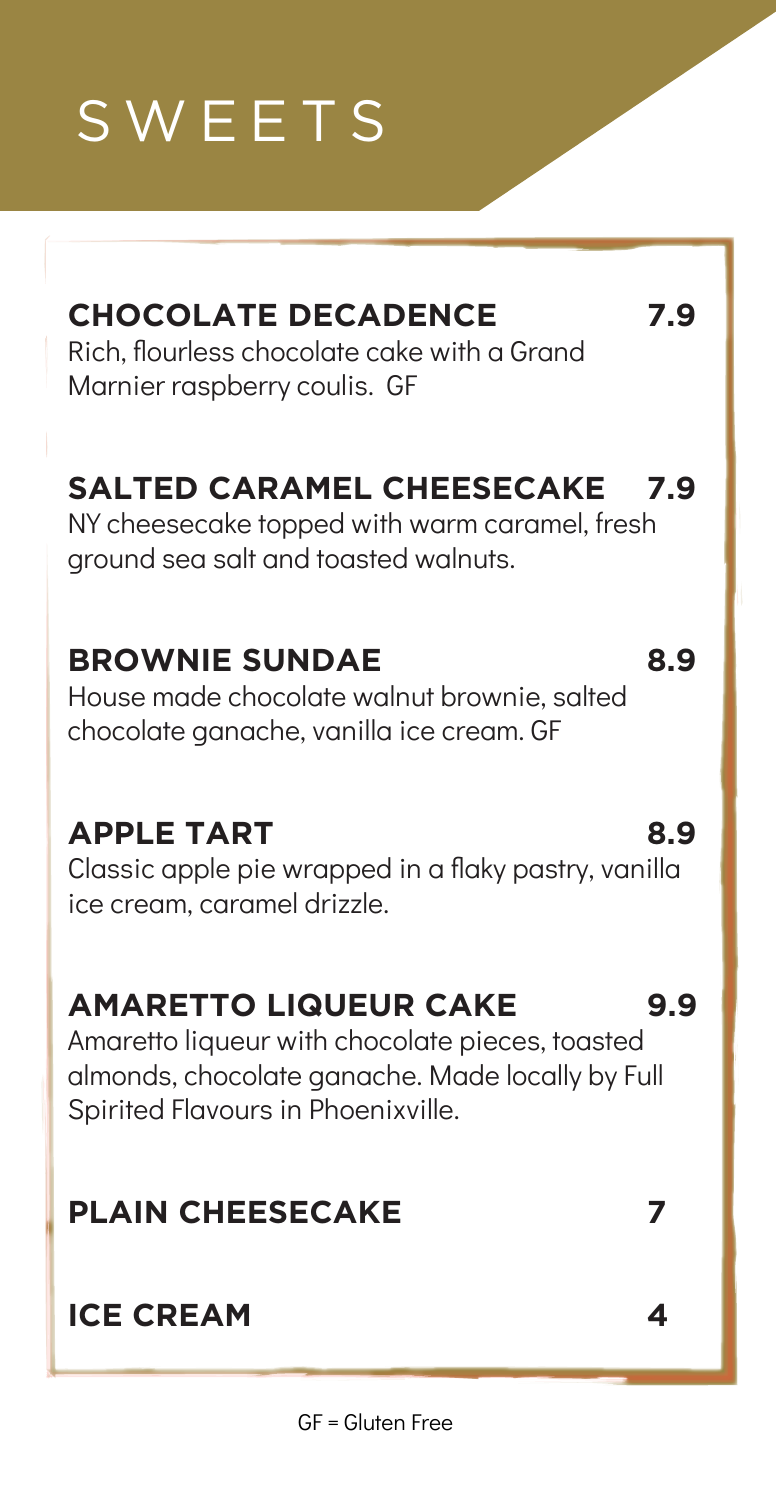# SWEETS

## CHOCOLATE DECADENCE 7.9

Rich, flourless chocolate cake with a Grand Marnier raspberry coulis. GF

## SALTED CARAMEL CHEESECAKE 7.9

NY cheesecake topped with warm caramel, fresh ground sea salt and toasted walnuts.

## BROWNIE SUNDAE 8.9

House made chocolate walnut brownie, salted chocolate ganache, vanilla ice cream. GF

## APPLE TART 8.9

Classic apple pie wrapped in a flaky pastry, vanilla ice cream, caramel drizzle.

## AMARETTO LIQUEUR CAKE 9.9

Amaretto liqueur with chocolate pieces, toasted almonds, chocolate ganache. Made locally by Full Spirited Flavours in Phoenixville.

## PLAIN CHEESECAKE 7

## ICE CREAM 4

GF = Gluten Free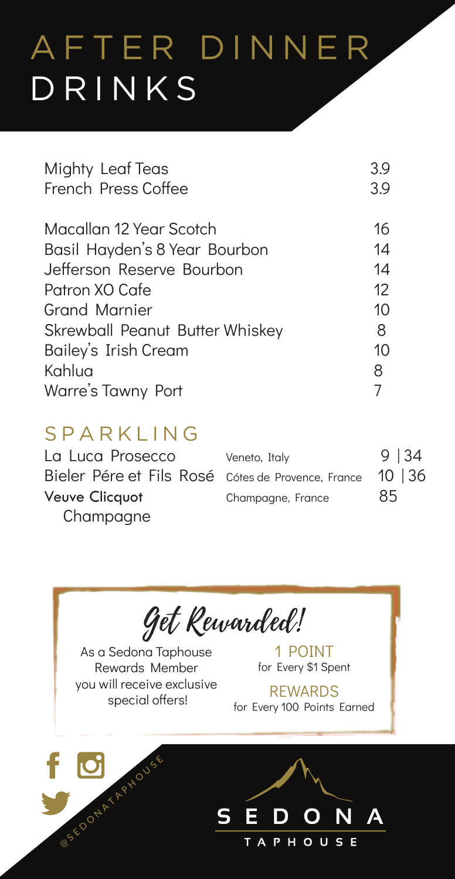# AFTER DINNER DRINKS

| | |
|---|---|
| Mighty Leaf Teas | 3.9 |
| French Press Coffee | 3.9 |
| Macallan 12 Year Scotch | 16 |
| Basil Hayden's 8 Year Bourbon | 14 |
| Jefferson Reserve Bourbon | 14 |
| Patron XO Cafe | 12 |
| Grand Marnier | 10 |
| Skrewball Peanut Butter Whiskey | 8 |
| Bailey's Irish Cream | 10 |
| Kahlua | 8 |
| Warre's Tawny Port | 7 |

## SPARKLING

| | | |
|---|---|---|
| La Luca Prosecco | Veneto, Italy | 9 \| 34 |
| Bieler Pére et Fils Rosé | Cótes de Provence, France | 10 \| 36 |
| **Veuve Clicquot** Champagne | Champagne, France | 85 |

## Get Rewarded!

As a Sedona Taphouse Rewards Member you will receive exclusive special offers!

1 POINT
for Every $1 Spent

REWARDS
for Every 100 Points Earned

@SEDONATAPHOUSE

SEDONA TAPHOUSE